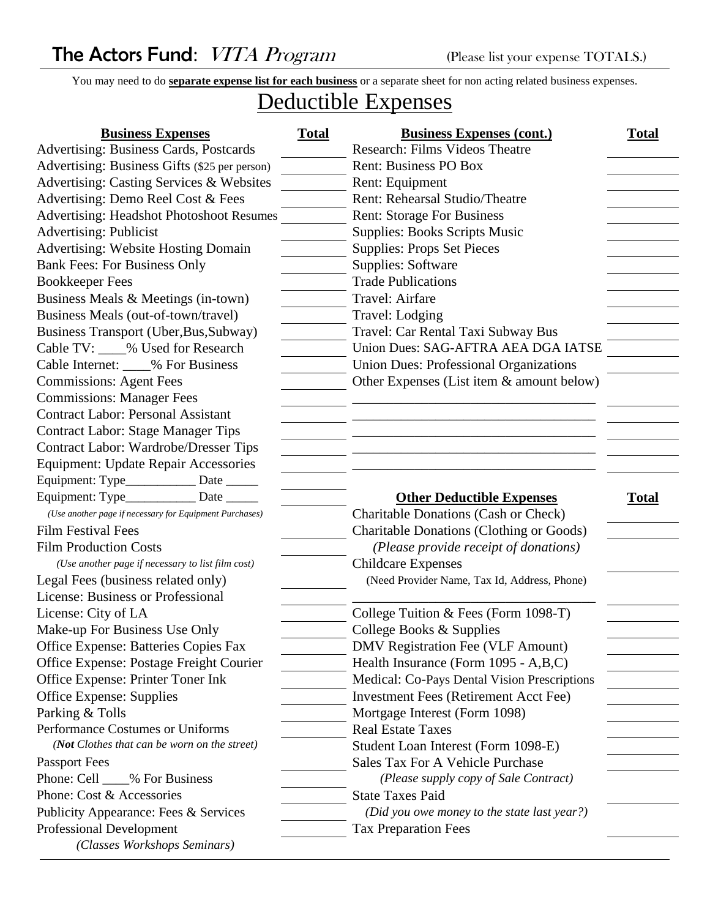# The Actors Fund: *VITA Program*

(Please list your expense TOTALS.)

You may need to do **separate expense list for each business** or a separate sheet for non acting related business expenses.

## Deductible Expenses

| Business Expenses | Total |
| --- | --- |
| Advertising: Business Cards, Postcards | |
| Advertising: Business Gifts ($25 per person) | |
| Advertising: Casting Services & Websites | |
| Advertising: Demo Reel Cost & Fees | |
| Advertising: Headshot Photoshoot Resumes | |
| Advertising: Publicist | |
| Advertising: Website Hosting Domain | |
| Bank Fees: For Business Only | |
| Bookkeeper Fees | |
| Business Meals & Meetings (in-town) | |
| Business Meals (out-of-town/travel) | |
| Business Transport (Uber,Bus,Subway) | |
| Cable TV: ____% Used for Research | |
| Cable Internet: ____% For Business | |
| Commissions: Agent Fees | |
| Commissions: Manager Fees | |
| Contract Labor: Personal Assistant | |
| Contract Labor: Stage Manager Tips | |
| Contract Labor: Wardrobe/Dresser Tips | |
| Equipment: Update Repair Accessories | |
| Equipment: Type___________ Date _____ | |
| Equipment: Type___________ Date _____ | |
| *(Use another page if necessary for Equipment Purchases)* | |
| Film Festival Fees | |
| Film Production Costs | |
| *(Use another page if necessary to list film cost)* | |
| Legal Fees (business related only) | |
| License: Business or Professional | |
| License: City of LA | |
| Make-up For Business Use Only | |
| Office Expense: Batteries Copies Fax | |
| Office Expense: Postage Freight Courier | |
| Office Expense: Printer Toner Ink | |
| Office Expense: Supplies | |
| Parking & Tolls | |
| Performance Costumes or Uniforms | |
| *(**Not** Clothes that can be worn on the street)* | |
| Passport Fees | |
| Phone: Cell ____% For Business | |
| Phone: Cost & Accessories | |
| Publicity Appearance: Fees & Services | |
| Professional Development | |
| *(Classes Workshops Seminars)* | |

| Business Expenses (cont.) | Total |
| --- | --- |
| Research: Films Videos Theatre | |
| Rent: Business PO Box | |
| Rent: Equipment | |
| Rent: Rehearsal Studio/Theatre | |
| Rent: Storage For Business | |
| Supplies: Books Scripts Music | |
| Supplies: Props Set Pieces | |
| Supplies: Software | |
| Trade Publications | |
| Travel: Airfare | |
| Travel: Lodging | |
| Travel: Car Rental Taxi Subway Bus | |
| Union Dues: SAG-AFTRA AEA DGA IATSE | |
| Union Dues: Professional Organizations | |
| Other Expenses (List item & amount below) | |
| ___________________________________ | |
| ___________________________________ | |
| ___________________________________ | |
| ___________________________________ | |
| ___________________________________ | |

| Other Deductible Expenses | Total |
| --- | --- |
| Charitable Donations (Cash or Check) | |
| Charitable Donations (Clothing or Goods) | |
| *(Please provide receipt of donations)* | |
| Childcare Expenses | |
| (Need Provider Name, Tax Id, Address, Phone) | |
| ___________________________________ | |
| College Tuition & Fees (Form 1098-T) | |
| College Books & Supplies | |
| DMV Registration Fee (VLF Amount) | |
| Health Insurance (Form 1095 - A,B,C) | |
| Medical: Co-Pays Dental Vision Prescriptions | |
| Investment Fees (Retirement Acct Fee) | |
| Mortgage Interest (Form 1098) | |
| Real Estate Taxes | |
| Student Loan Interest (Form 1098-E) | |
| Sales Tax For A Vehicle Purchase | |
| *(Please supply copy of Sale Contract)* | |
| State Taxes Paid | |
| *(Did you owe money to the state last year?)* | |
| Tax Preparation Fees | |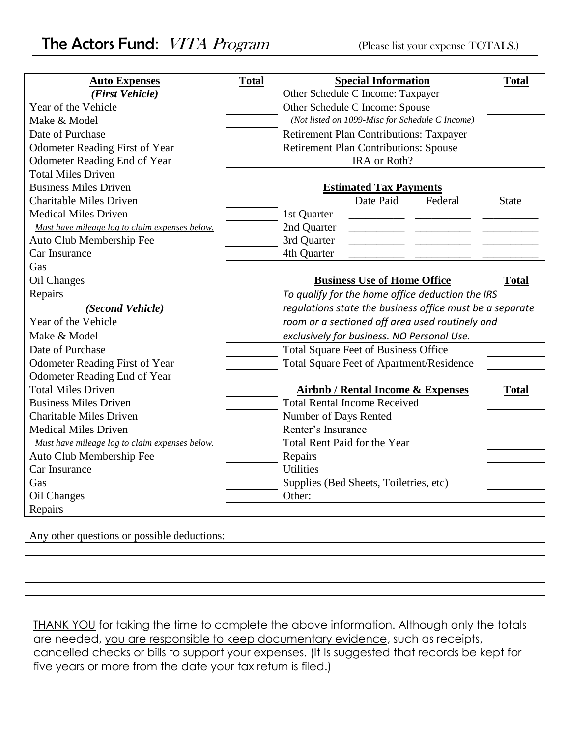# The Actors Fund: *VITA Program*

(Please list your expense TOTALS.)

| Auto Expenses | Total |
|---|---|
| ***(First Vehicle)*** | |
| Year of the Vehicle | |
| Make & Model | |
| Date of Purchase | |
| Odometer Reading First of Year | |
| Odometer Reading End of Year | |
| Total Miles Driven | |
| Business Miles Driven | |
| Charitable Miles Driven | |
| Medical Miles Driven | |
| *Must have mileage log to claim expenses below.* | |
| Auto Club Membership Fee | |
| Car Insurance | |
| Gas | |
| Oil Changes | |
| Repairs | |
| ***(Second Vehicle)*** | |
| Year of the Vehicle | |
| Make & Model | |
| Date of Purchase | |
| Odometer Reading First of Year | |
| Odometer Reading End of Year | |
| Total Miles Driven | |
| Business Miles Driven | |
| Charitable Miles Driven | |
| Medical Miles Driven | |
| *Must have mileage log to claim expenses below.* | |
| Auto Club Membership Fee | |
| Car Insurance | |
| Gas | |
| Oil Changes | |
| Repairs | |

| Special Information | Total |
|---|---|
| Other Schedule C Income: Taxpayer | |
| Other Schedule C Income: Spouse | |
| *(Not listed on 1099-Misc for Schedule C Income)* | |
| Retirement Plan Contributions: Taxpayer | |
| Retirement Plan Contributions: Spouse | |
| IRA or Roth? | |

**Estimated Tax Payments**

| | Date Paid | Federal | State |
|---|---|---|---|
| 1st Quarter | | | |
| 2nd Quarter | | | |
| 3rd Quarter | | | |
| 4th Quarter | | | |

| Business Use of Home Office | Total |
|---|---|
| *To qualify for the home office deduction the IRS regulations state the business office must be a separate room or a sectioned off area used routinely and exclusively for business. NO Personal Use.* | |
| Total Square Feet of Business Office | |
| Total Square Feet of Apartment/Residence | |

| Airbnb / Rental Income & Expenses | Total |
|---|---|
| Total Rental Income Received | |
| Number of Days Rented | |
| Renter's Insurance | |
| Total Rent Paid for the Year | |
| Repairs | |
| Utilities | |
| Supplies (Bed Sheets, Toiletries, etc) | |
| Other: | |

Any other questions or possible deductions:

THANK YOU for taking the time to complete the above information. Although only the totals are needed, you are responsible to keep documentary evidence, such as receipts, cancelled checks or bills to support your expenses. (It Is suggested that records be kept for five years or more from the date your tax return is filed.)